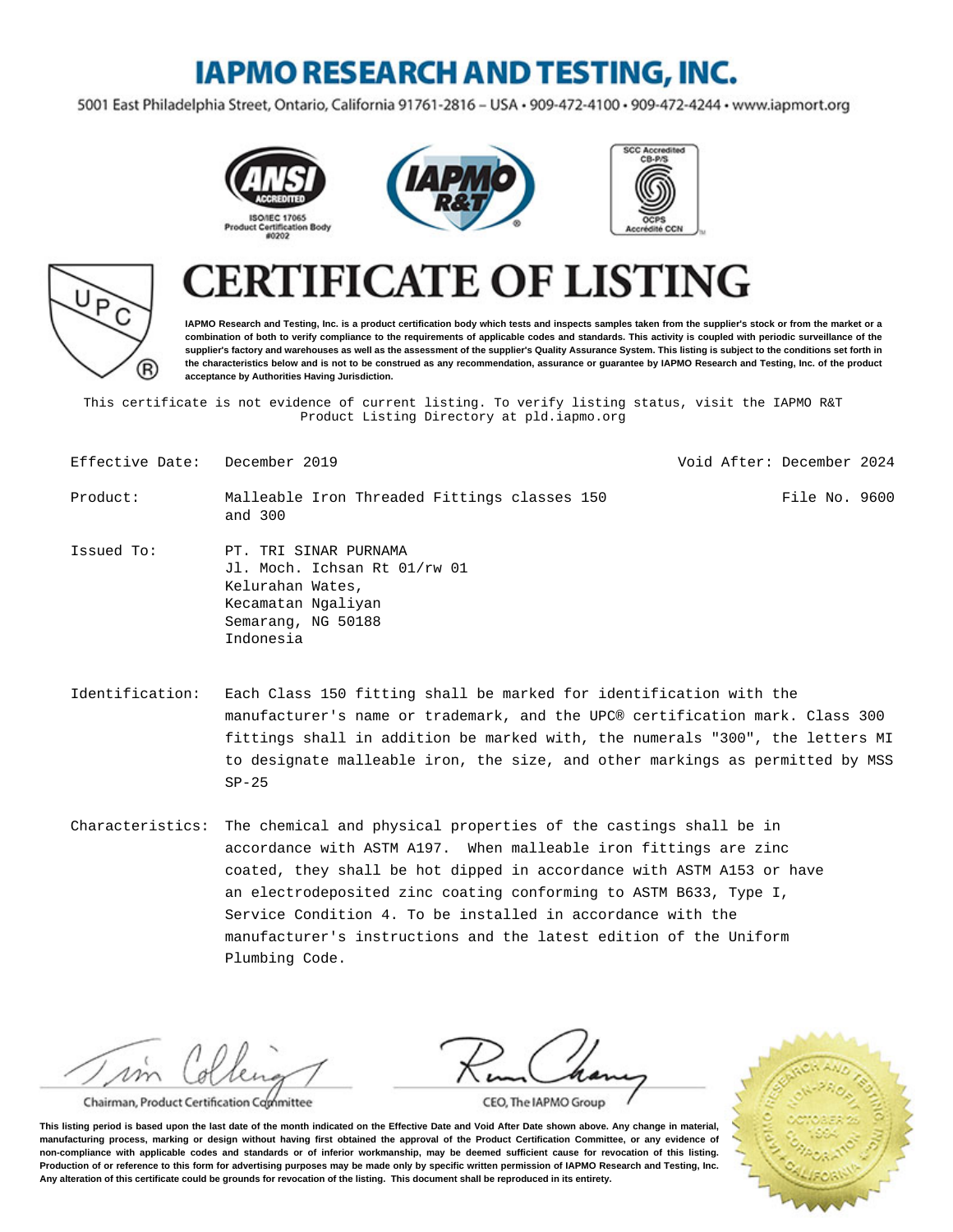# IAPMO RESEARCH AND TESTING, INC.

5001 East Philadelphia Street, Ontario, California 91761-2816 – USA • 909-472-4100 • 909-472-4244 • www.iapmort.org

ANSI ACCREDITED ISO/IEC 17065 Product Certification Body #0202

SCC Accredited CB-P/S OCPS Accrédité CCN

# CERTIFICATE OF LISTING

**IAPMO Research and Testing, Inc. is a product certification body which tests and inspects samples taken from the supplier's stock or from the market or a combination of both to verify compliance to the requirements of applicable codes and standards. This activity is coupled with periodic surveillance of the supplier's factory and warehouses as well as the assessment of the supplier's Quality Assurance System. This listing is subject to the conditions set forth in the characteristics below and is not to be construed as any recommendation, assurance or guarantee by IAPMO Research and Testing, Inc. of the product acceptance by Authorities Having Jurisdiction.**

This certificate is not evidence of current listing. To verify listing status, visit the IAPMO R&T Product Listing Directory at pld.iapmo.org

Effective Date: December 2019

Void After: December 2024

Product: Malleable Iron Threaded Fittings classes 150 and 300

File No. 9600

Issued To: PT. TRI SINAR PURNAMA
Jl. Moch. Ichsan Rt 01/rw 01
Kelurahan Wates,
Kecamatan Ngaliyan
Semarang, NG 50188
Indonesia

Identification: Each Class 150 fitting shall be marked for identification with the manufacturer's name or trademark, and the UPC® certification mark. Class 300 fittings shall in addition be marked with, the numerals "300", the letters MI to designate malleable iron, the size, and other markings as permitted by MSS SP-25

Characteristics: The chemical and physical properties of the castings shall be in accordance with ASTM A197. When malleable iron fittings are zinc coated, they shall be hot dipped in accordance with ASTM A153 or have an electrodeposited zinc coating conforming to ASTM B633, Type I, Service Condition 4. To be installed in accordance with the manufacturer's instructions and the latest edition of the Uniform Plumbing Code.

Chairman, Product Certification Committee

CEO, The IAPMO Group

**This listing period is based upon the last date of the month indicated on the Effective Date and Void After Date shown above. Any change in material, manufacturing process, marking or design without having first obtained the approval of the Product Certification Committee, or any evidence of non-compliance with applicable codes and standards or of inferior workmanship, may be deemed sufficient cause for revocation of this listing. Production of or reference to this form for advertising purposes may be made only by specific written permission of IAPMO Research and Testing, Inc. Any alteration of this certificate could be grounds for revocation of the listing. This document shall be reproduced in its entirety.**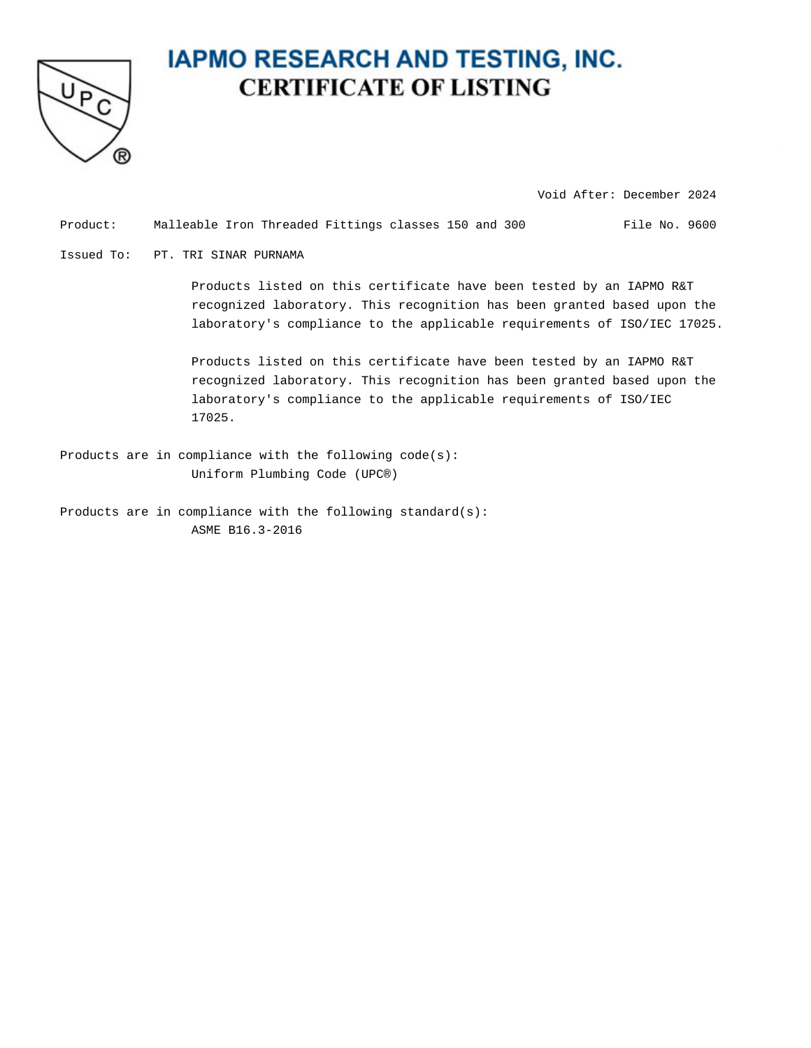# IAPMO RESEARCH AND TESTING, INC.

## CERTIFICATE OF LISTING

Void After: December 2024

Product: Malleable Iron Threaded Fittings classes 150 and 300 File No. 9600

Issued To: PT. TRI SINAR PURNAMA

Products listed on this certificate have been tested by an IAPMO R&T recognized laboratory. This recognition has been granted based upon the laboratory's compliance to the applicable requirements of ISO/IEC 17025.

Products listed on this certificate have been tested by an IAPMO R&T recognized laboratory. This recognition has been granted based upon the laboratory's compliance to the applicable requirements of ISO/IEC 17025.

Products are in compliance with the following code(s):

Uniform Plumbing Code (UPC®)

Products are in compliance with the following standard(s):

ASME B16.3-2016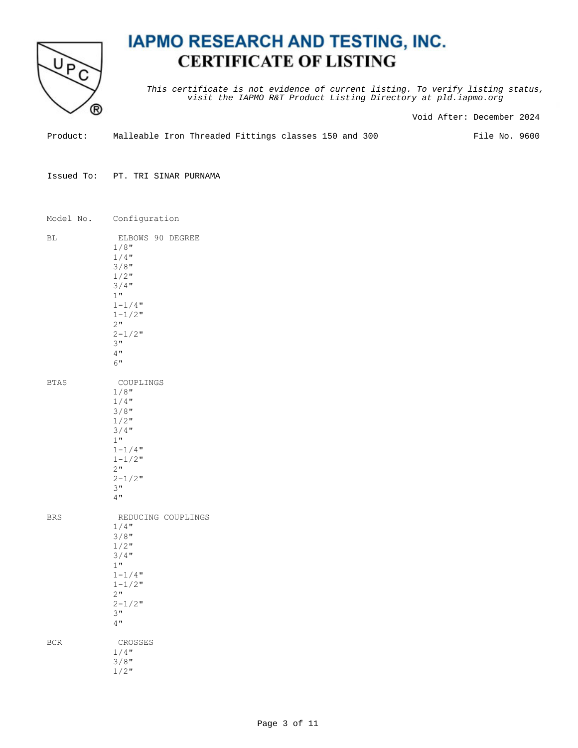# IAPMO RESEARCH AND TESTING, INC.
## CERTIFICATE OF LISTING

*This certificate is not evidence of current listing. To verify listing status, visit the IAPMO R&T Product Listing Directory at pld.iapmo.org*

Void After: December 2024

Product: Malleable Iron Threaded Fittings classes 150 and 300

File No. 9600

Issued To: PT. TRI SINAR PURNAMA

| Model No. | Configuration |
|---|---|
| BL | ELBOWS 90 DEGREE |
| | 1/8" |
| | 1/4" |
| | 3/8" |
| | 1/2" |
| | 3/4" |
| | 1" |
| | 1-1/4" |
| | 1-1/2" |
| | 2" |
| | 2-1/2" |
| | 3" |
| | 4" |
| | 6" |
| BTAS | COUPLINGS |
| | 1/8" |
| | 1/4" |
| | 3/8" |
| | 1/2" |
| | 3/4" |
| | 1" |
| | 1-1/4" |
| | 1-1/2" |
| | 2" |
| | 2-1/2" |
| | 3" |
| | 4" |
| BRS | REDUCING COUPLINGS |
| | 1/4" |
| | 3/8" |
| | 1/2" |
| | 3/4" |
| | 1" |
| | 1-1/4" |
| | 1-1/2" |
| | 2" |
| | 2-1/2" |
| | 3" |
| | 4" |
| BCR | CROSSES |
| | 1/4" |
| | 3/8" |
| | 1/2" |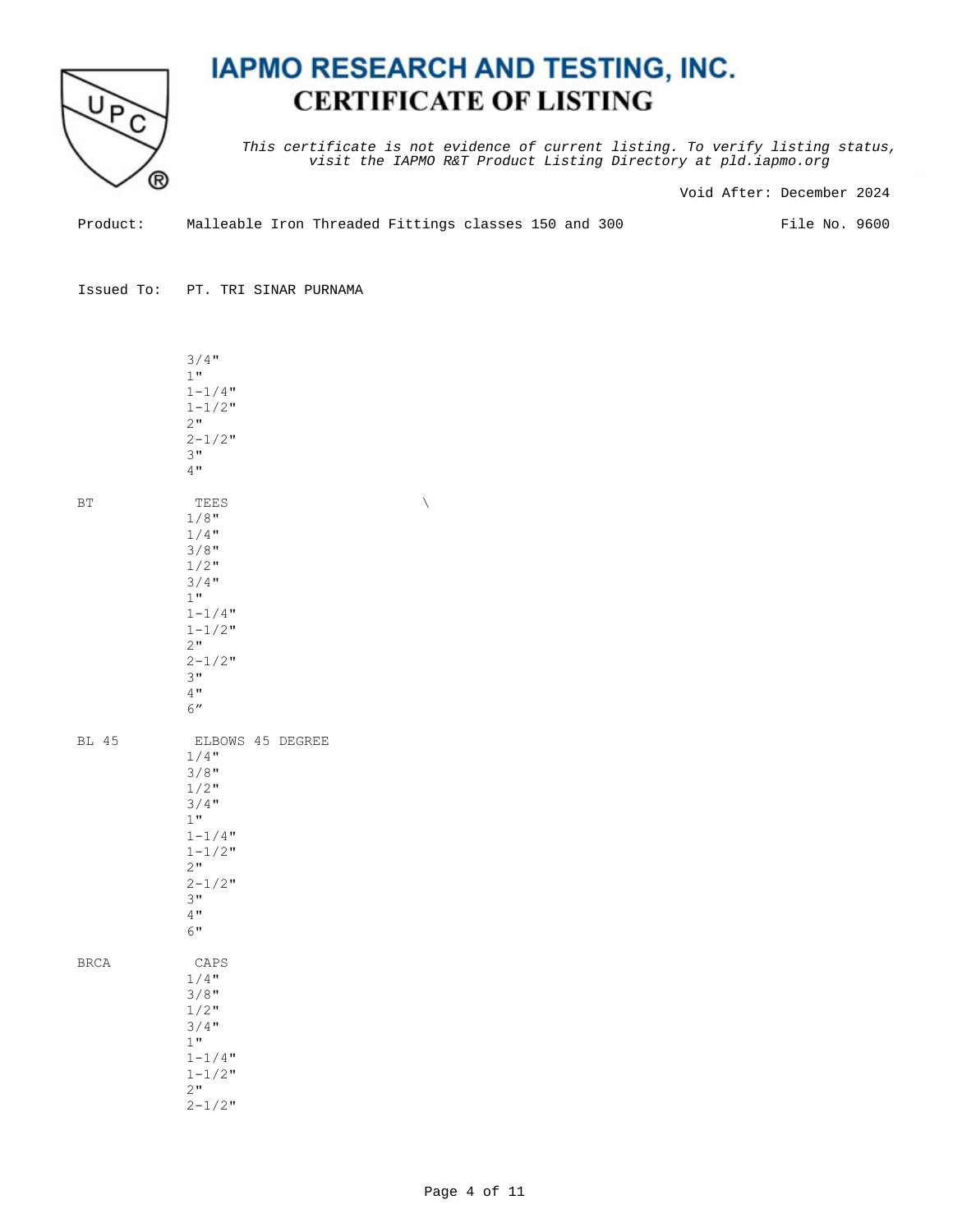# IAPMO RESEARCH AND TESTING, INC.

## CERTIFICATE OF LISTING

*This certificate is not evidence of current listing. To verify listing status, visit the IAPMO R&T Product Listing Directory at pld.iapmo.org*

Void After: December 2024

Product: Malleable Iron Threaded Fittings classes 150 and 300 File No. 9600

Issued To: PT. TRI SINAR PURNAMA

3/4"
1"
1-1/4"
1-1/2"
2"
2-1/2"
3"
4"

BT TEES \
1/8"
1/4"
3/8"
1/2"
3/4"
1"
1-1/4"
1-1/2"
2"
2-1/2"
3"
4"
6″

BL 45 ELBOWS 45 DEGREE
1/4"
3/8"
1/2"
3/4"
1"
1-1/4"
1-1/2"
2"
2-1/2"
3"
4"
6"

BRCA CAPS
1/4"
3/8"
1/2"
3/4"
1"
1-1/4"
1-1/2"
2"
2-1/2"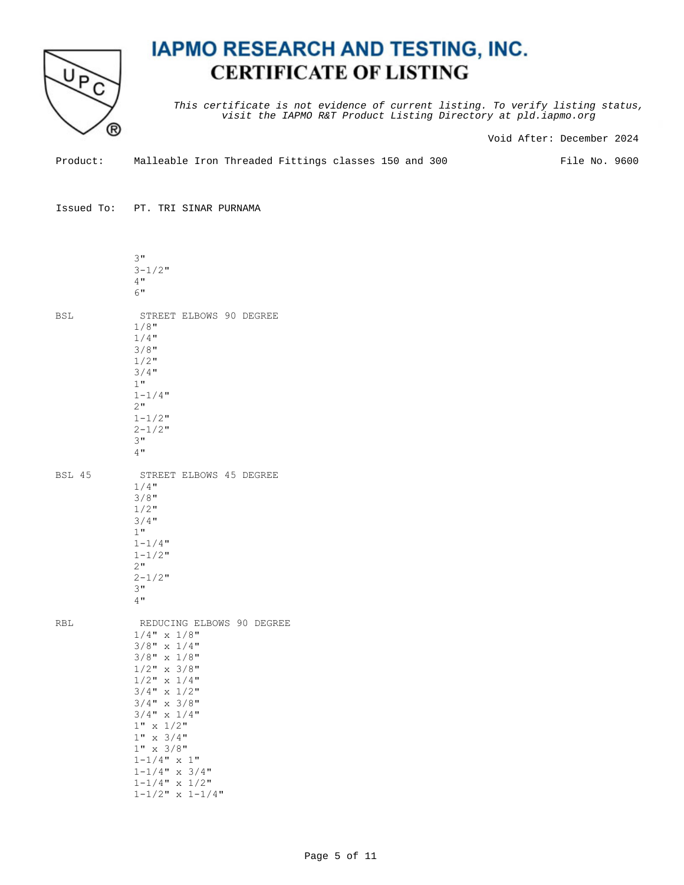# IAPMO RESEARCH AND TESTING, INC.
## CERTIFICATE OF LISTING

*This certificate is not evidence of current listing. To verify listing status, visit the IAPMO R&T Product Listing Directory at pld.iapmo.org*

Void After: December 2024

Product: Malleable Iron Threaded Fittings classes 150 and 300

File No. 9600

Issued To: PT. TRI SINAR PURNAMA

3"
3-1/2"
4"
6"

BSL — STREET ELBOWS 90 DEGREE

1/8"
1/4"
3/8"
1/2"
3/4"
1"
1-1/4"
2"
1-1/2"
2-1/2"
3"
4"

BSL 45 — STREET ELBOWS 45 DEGREE

1/4"
3/8"
1/2"
3/4"
1"
1-1/4"
1-1/2"
2"
2-1/2"
3"
4"

RBL — REDUCING ELBOWS 90 DEGREE

1/4" x 1/8"
3/8" x 1/4"
3/8" x 1/8"
1/2" x 3/8"
1/2" x 1/4"
3/4" x 1/2"
3/4" x 3/8"
3/4" x 1/4"
1" x 1/2"
1" x 3/4"
1" x 3/8"
1-1/4" x 1"
1-1/4" x 3/4"
1-1/4" x 1/2"
1-1/2" x 1-1/4"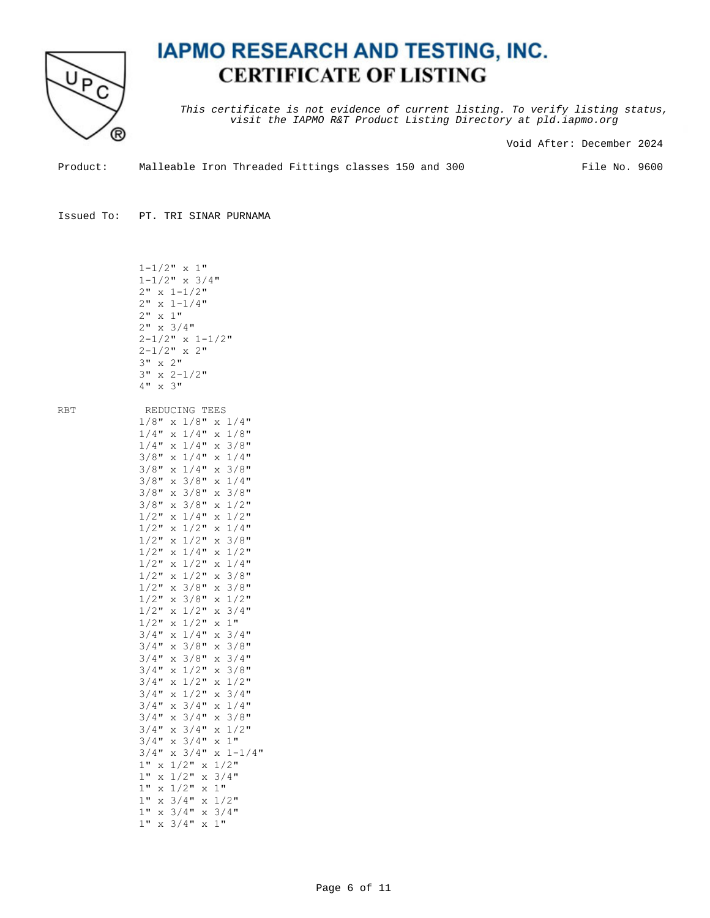# IAPMO RESEARCH AND TESTING, INC.

## CERTIFICATE OF LISTING

*This certificate is not evidence of current listing. To verify listing status, visit the IAPMO R&T Product Listing Directory at pld.iapmo.org*

Void After: December 2024

Product: Malleable Iron Threaded Fittings classes 150 and 300 — File No. 9600

Issued To: PT. TRI SINAR PURNAMA

1-1/2" x 1"
1-1/2" x 3/4"
2" x 1-1/2"
2" x 1-1/4"
2" x 1"
2" x 3/4"
2-1/2" x 1-1/2"
2-1/2" x 2"
3" x 2"
3" x 2-1/2"
4" x 3"

RBT — REDUCING TEES

1/8" x 1/8" x 1/4"
1/4" x 1/4" x 1/8"
1/4" x 1/4" x 3/8"
3/8" x 1/4" x 1/4"
3/8" x 1/4" x 3/8"
3/8" x 3/8" x 1/4"
3/8" x 3/8" x 3/8"
3/8" x 3/8" x 1/2"
1/2" x 1/4" x 1/2"
1/2" x 1/2" x 1/4"
1/2" x 1/2" x 3/8"
1/2" x 1/4" x 1/2"
1/2" x 1/2" x 1/4"
1/2" x 1/2" x 3/8"
1/2" x 3/8" x 3/8"
1/2" x 3/8" x 1/2"
1/2" x 1/2" x 3/4"
1/2" x 1/2" x 1"
3/4" x 1/4" x 3/4"
3/4" x 3/8" x 3/8"
3/4" x 3/8" x 3/4"
3/4" x 1/2" x 3/8"
3/4" x 1/2" x 1/2"
3/4" x 1/2" x 3/4"
3/4" x 3/4" x 1/4"
3/4" x 3/4" x 3/8"
3/4" x 3/4" x 1/2"
3/4" x 3/4" x 1"
3/4" x 3/4" x 1-1/4"
1" x 1/2" x 1/2"
1" x 1/2" x 3/4"
1" x 1/2" x 1"
1" x 3/4" x 1/2"
1" x 3/4" x 3/4"
1" x 3/4" x 1"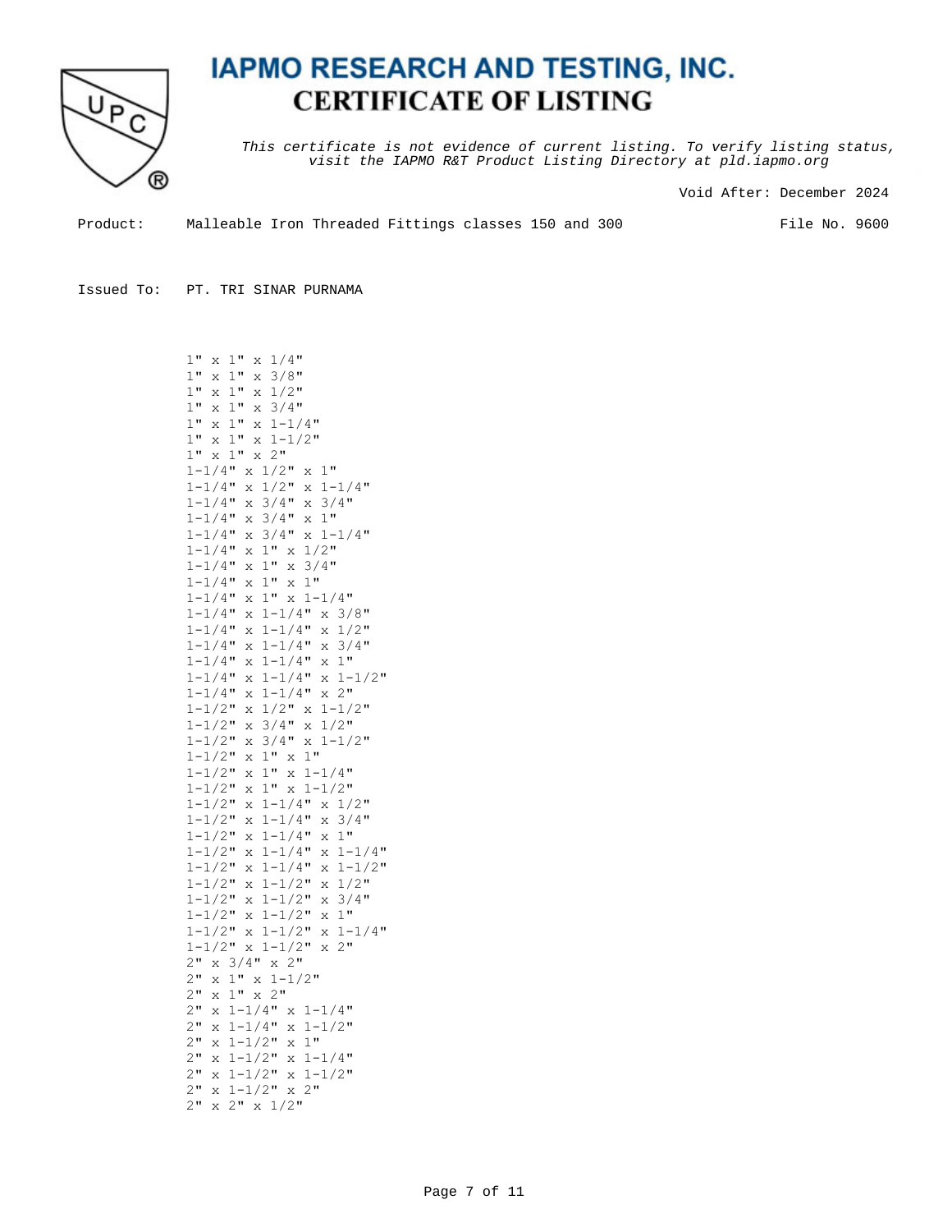# IAPMO RESEARCH AND TESTING, INC.
## CERTIFICATE OF LISTING

*This certificate is not evidence of current listing. To verify listing status, visit the IAPMO R&T Product Listing Directory at pld.iapmo.org*

Void After: December 2024

Product: Malleable Iron Threaded Fittings classes 150 and 300 File No. 9600

Issued To: PT. TRI SINAR PURNAMA

1" x 1" x 1/4"
1" x 1" x 3/8"
1" x 1" x 1/2"
1" x 1" x 3/4"
1" x 1" x 1-1/4"
1" x 1" x 1-1/2"
1" x 1" x 2"
1-1/4" x 1/2" x 1"
1-1/4" x 1/2" x 1-1/4"
1-1/4" x 3/4" x 3/4"
1-1/4" x 3/4" x 1"
1-1/4" x 3/4" x 1-1/4"
1-1/4" x 1" x 1/2"
1-1/4" x 1" x 3/4"
1-1/4" x 1" x 1"
1-1/4" x 1" x 1-1/4"
1-1/4" x 1-1/4" x 3/8"
1-1/4" x 1-1/4" x 1/2"
1-1/4" x 1-1/4" x 3/4"
1-1/4" x 1-1/4" x 1"
1-1/4" x 1-1/4" x 1-1/2"
1-1/4" x 1-1/4" x 2"
1-1/2" x 1/2" x 1-1/2"
1-1/2" x 3/4" x 1/2"
1-1/2" x 3/4" x 1-1/2"
1-1/2" x 1" x 1"
1-1/2" x 1" x 1-1/4"
1-1/2" x 1" x 1-1/2"
1-1/2" x 1-1/4" x 1/2"
1-1/2" x 1-1/4" x 3/4"
1-1/2" x 1-1/4" x 1"
1-1/2" x 1-1/4" x 1-1/4"
1-1/2" x 1-1/4" x 1-1/2"
1-1/2" x 1-1/2" x 1/2"
1-1/2" x 1-1/2" x 3/4"
1-1/2" x 1-1/2" x 1"
1-1/2" x 1-1/2" x 1-1/4"
1-1/2" x 1-1/2" x 2"
2" x 3/4" x 2"
2" x 1" x 1-1/2"
2" x 1" x 2"
2" x 1-1/4" x 1-1/4"
2" x 1-1/4" x 1-1/2"
2" x 1-1/2" x 1"
2" x 1-1/2" x 1-1/4"
2" x 1-1/2" x 1-1/2"
2" x 1-1/2" x 2"
2" x 2" x 1/2"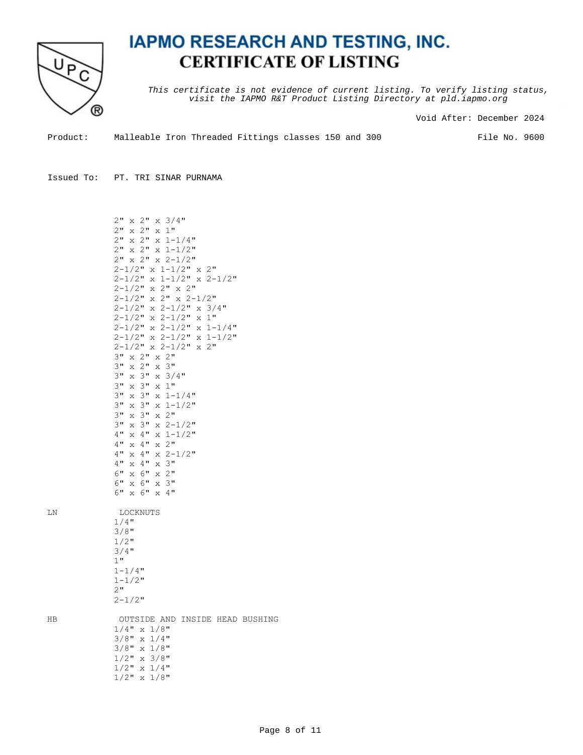# IAPMO RESEARCH AND TESTING, INC.

## CERTIFICATE OF LISTING

*This certificate is not evidence of current listing. To verify listing status, visit the IAPMO R&T Product Listing Directory at pld.iapmo.org*

Void After: December 2024

Product: Malleable Iron Threaded Fittings classes 150 and 300

File No. 9600

Issued To: PT. TRI SINAR PURNAMA

2" x 2" x 3/4"
2" x 2" x 1"
2" x 2" x 1-1/4"
2" x 2" x 1-1/2"
2" x 2" x 2-1/2"
2-1/2" x 1-1/2" x 2"
2-1/2" x 1-1/2" x 2-1/2"
2-1/2" x 2" x 2"
2-1/2" x 2" x 2-1/2"
2-1/2" x 2-1/2" x 3/4"
2-1/2" x 2-1/2" x 1"
2-1/2" x 2-1/2" x 1-1/4"
2-1/2" x 2-1/2" x 1-1/2"
2-1/2" x 2-1/2" x 2"
3" x 2" x 2"
3" x 2" x 3"
3" x 3" x 3/4"
3" x 3" x 1"
3" x 3" x 1-1/4"
3" x 3" x 1-1/2"
3" x 3" x 2"
3" x 3" x 2-1/2"
4" x 4" x 1-1/2"
4" x 4" x 2"
4" x 4" x 2-1/2"
4" x 4" x 3"
6" x 6" x 2"
6" x 6" x 3"
6" x 6" x 4"

LN LOCKNUTS
1/4"
3/8"
1/2"
3/4"
1"
1-1/4"
1-1/2"
2"
2-1/2"

HB OUTSIDE AND INSIDE HEAD BUSHING
1/4" x 1/8"
3/8" x 1/4"
3/8" x 1/8"
1/2" x 3/8"
1/2" x 1/4"
1/2" x 1/8"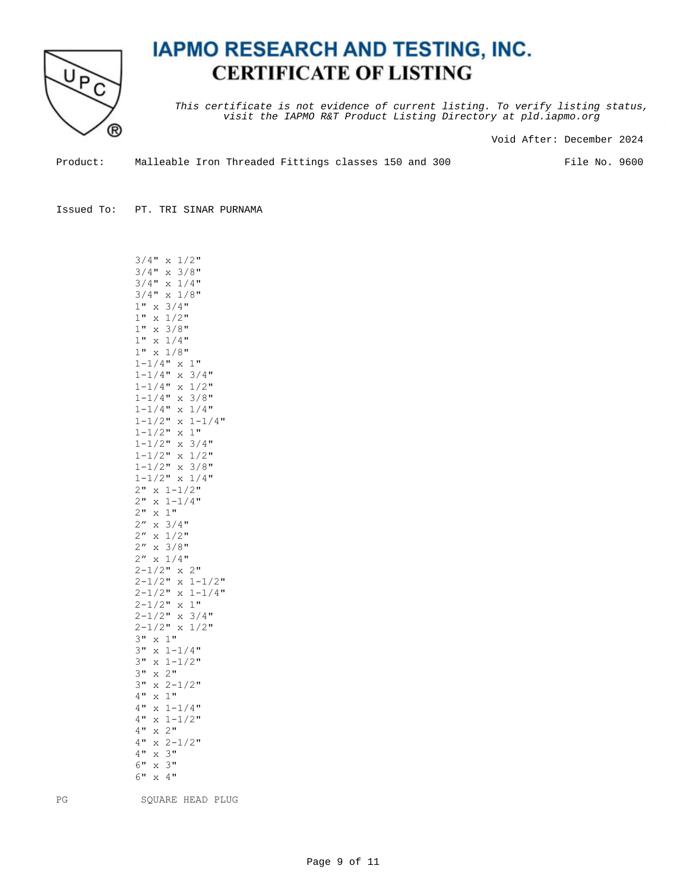# IAPMO RESEARCH AND TESTING, INC.

## CERTIFICATE OF LISTING

*This certificate is not evidence of current listing. To verify listing status, visit the IAPMO R&T Product Listing Directory at pld.iapmo.org*

Void After: December 2024

Product: Malleable Iron Threaded Fittings classes 150 and 300 File No. 9600

Issued To: PT. TRI SINAR PURNAMA

3/4" x 1/2"
3/4" x 3/8"
3/4" x 1/4"
3/4" x 1/8"
1" x 3/4"
1" x 1/2"
1" x 3/8"
1" x 1/4"
1" x 1/8"
1-1/4" x 1"
1-1/4" x 3/4"
1-1/4" x 1/2"
1-1/4" x 3/8"
1-1/4" x 1/4"
1-1/2" x 1-1/4"
1-1/2" x 1"
1-1/2" x 3/4"
1-1/2" x 1/2"
1-1/2" x 3/8"
1-1/2" x 1/4"
2" x 1-1/2"
2" x 1-1/4"
2" x 1"
2″ x 3/4"
2″ x 1/2"
2″ x 3/8"
2″ x 1/4"
2-1/2" x 2"
2-1/2" x 1-1/2"
2-1/2" x 1-1/4"
2-1/2" x 1"
2-1/2" x 3/4"
2-1/2" x 1/2"
3" x 1"
3" x 1-1/4"
3" x 1-1/2"
3" x 2"
3" x 2-1/2"
4" x 1"
4" x 1-1/4"
4" x 1-1/2"
4" x 2"
4" x 2-1/2"
4" x 3"
6" x 3"
6" x 4"

PG SQUARE HEAD PLUG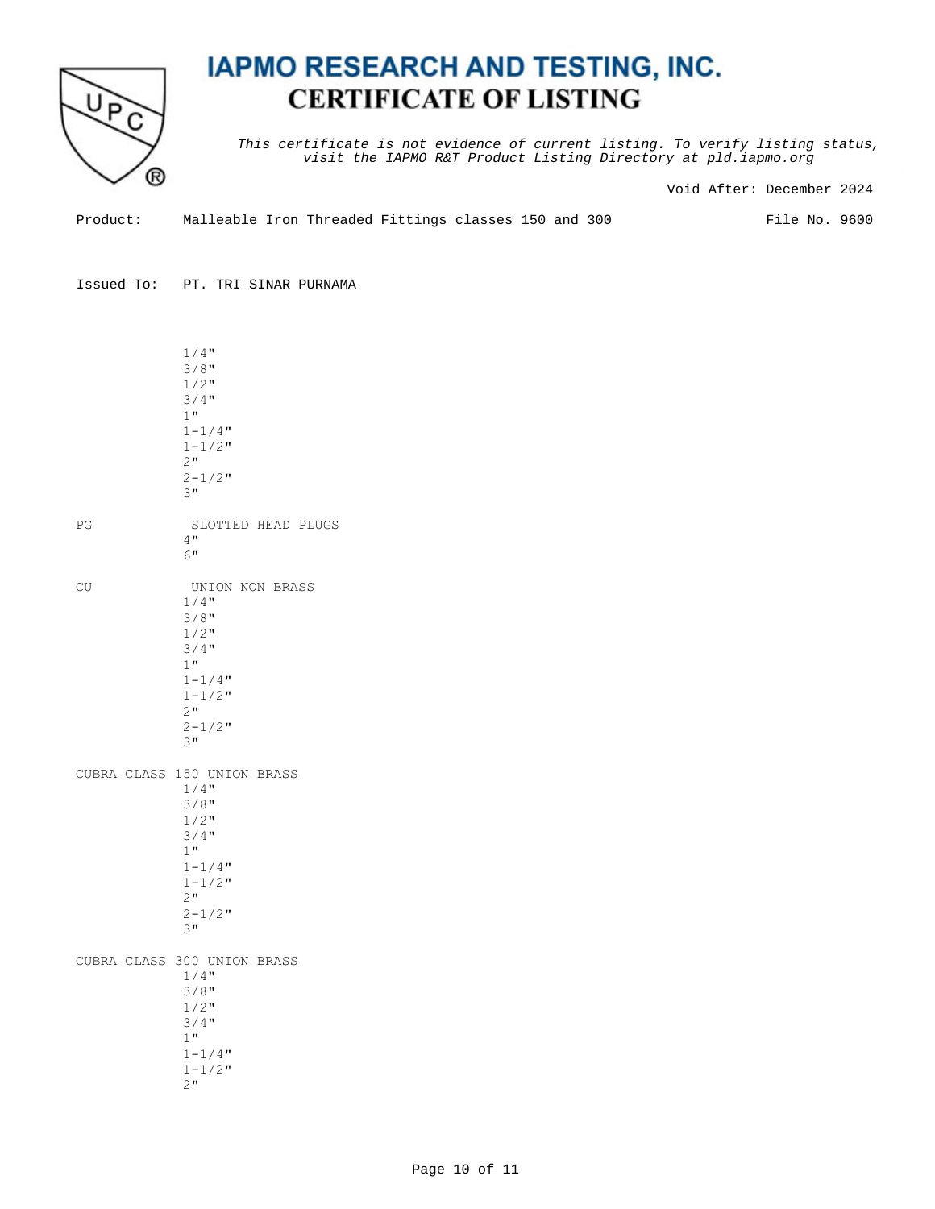# IAPMO RESEARCH AND TESTING, INC.

## CERTIFICATE OF LISTING

*This certificate is not evidence of current listing. To verify listing status, visit the IAPMO R&T Product Listing Directory at pld.iapmo.org*

Void After: December 2024

Product: Malleable Iron Threaded Fittings classes 150 and 300 File No. 9600

Issued To: PT. TRI SINAR PURNAMA

1/4"
3/8"
1/2"
3/4"
1"
1-1/4"
1-1/2"
2"
2-1/2"
3"

PG SLOTTED HEAD PLUGS
4"
6"

CU UNION NON BRASS
1/4"
3/8"
1/2"
3/4"
1"
1-1/4"
1-1/2"
2"
2-1/2"
3"

CUBRA CLASS 150 UNION BRASS
1/4"
3/8"
1/2"
3/4"
1"
1-1/4"
1-1/2"
2"
2-1/2"
3"

CUBRA CLASS 300 UNION BRASS
1/4"
3/8"
1/2"
3/4"
1"
1-1/4"
1-1/2"
2"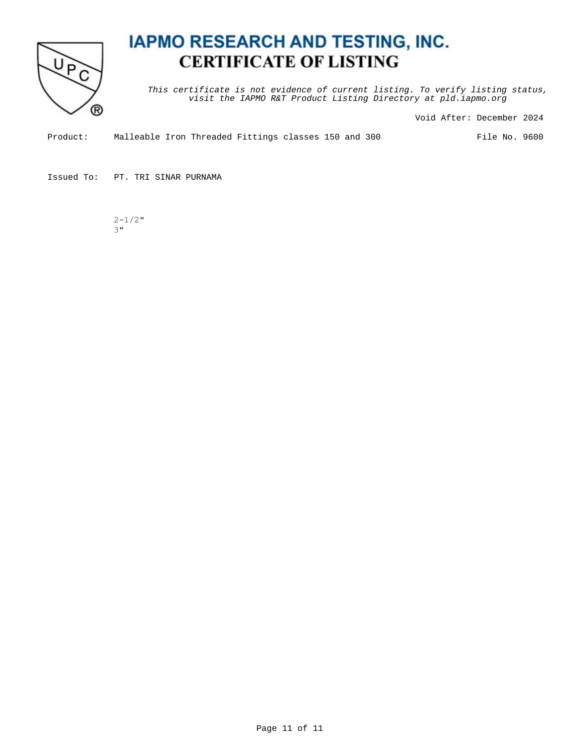# IAPMO RESEARCH AND TESTING, INC.
## CERTIFICATE OF LISTING

*This certificate is not evidence of current listing. To verify listing status, visit the IAPMO R&T Product Listing Directory at pld.iapmo.org*

Void After: December 2024

Product: Malleable Iron Threaded Fittings classes 150 and 300

File No. 9600

Issued To: PT. TRI SINAR PURNAMA

2-1/2"
3"